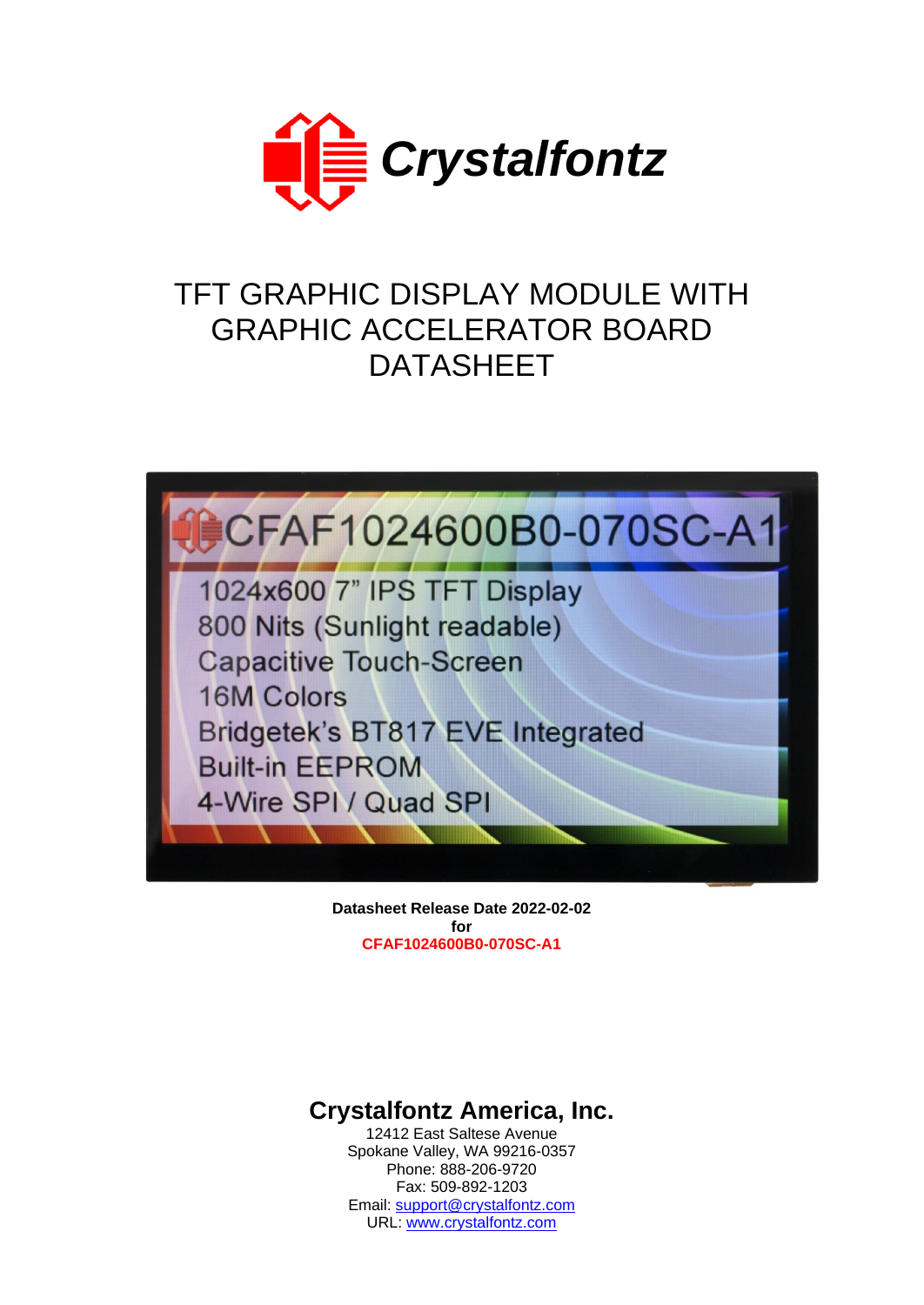# Crystalfontz

# TFT GRAPHIC DISPLAY MODULE WITH GRAPHIC ACCELERATOR BOARD DATASHEET

**Datasheet Release Date 2022-02-02**
**for**
**CFAF1024600B0-070SC-A1**

## Crystalfontz America, Inc.

12412 East Saltese Avenue
Spokane Valley, WA 99216-0357
Phone: 888-206-9720
Fax: 509-892-1203
Email: support@crystalfontz.com
URL: www.crystalfontz.com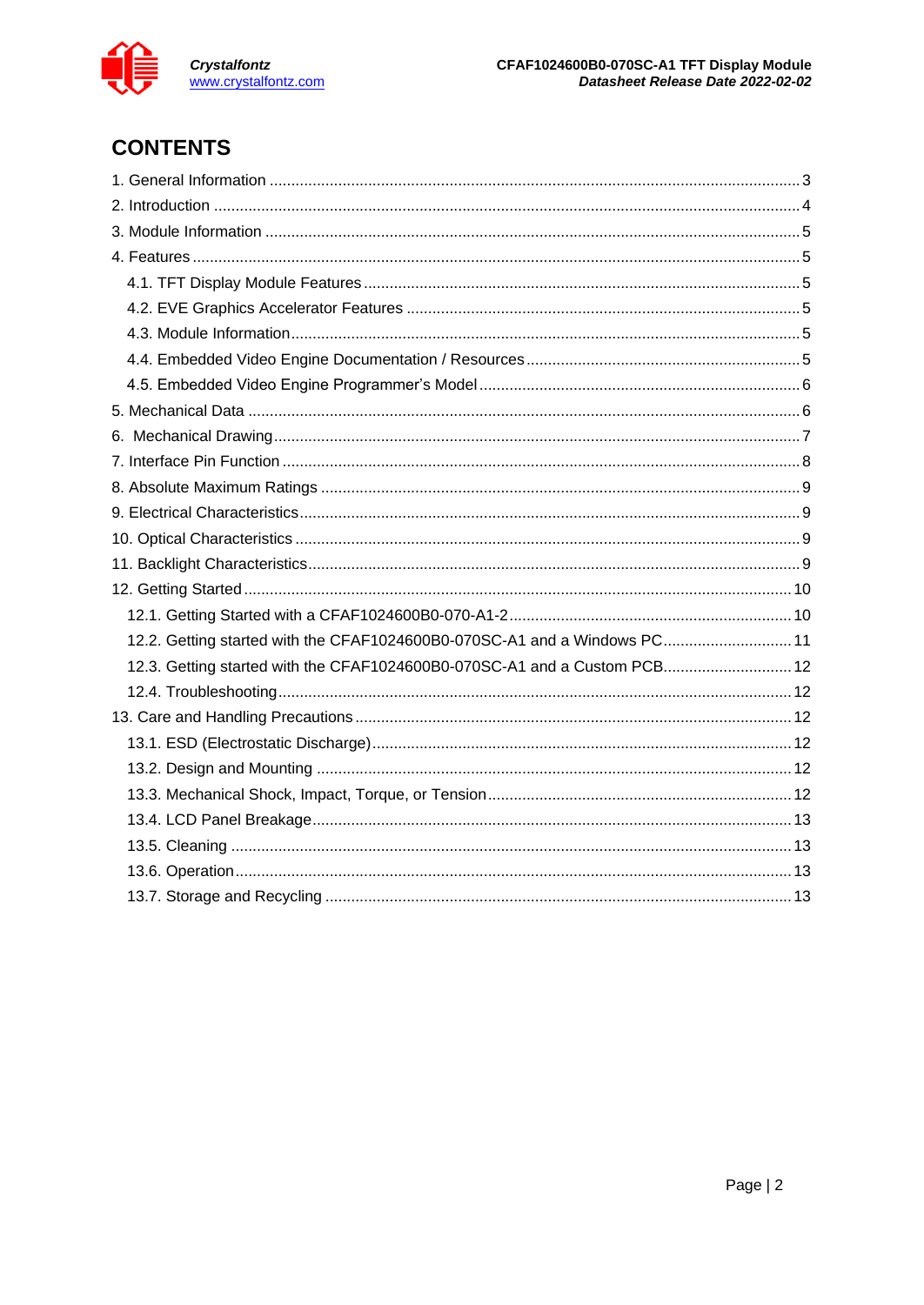# CONTENTS

1. General Information .......... 3
2. Introduction .......... 4
3. Module Information .......... 5
4. Features .......... 5
   - 4.1. TFT Display Module Features .......... 5
   - 4.2. EVE Graphics Accelerator Features .......... 5
   - 4.3. Module Information .......... 5
   - 4.4. Embedded Video Engine Documentation / Resources .......... 5
   - 4.5. Embedded Video Engine Programmer's Model .......... 6
5. Mechanical Data .......... 6
6. Mechanical Drawing .......... 7
7. Interface Pin Function .......... 8
8. Absolute Maximum Ratings .......... 9
9. Electrical Characteristics .......... 9
10. Optical Characteristics .......... 9
11. Backlight Characteristics .......... 9
12. Getting Started .......... 10
    - 12.1. Getting Started with a CFAF1024600B0-070-A1-2 .......... 10
    - 12.2. Getting started with the CFAF1024600B0-070SC-A1 and a Windows PC .......... 11
    - 12.3. Getting started with the CFAF1024600B0-070SC-A1 and a Custom PCB .......... 12
    - 12.4. Troubleshooting .......... 12
13. Care and Handling Precautions .......... 12
    - 13.1. ESD (Electrostatic Discharge) .......... 12
    - 13.2. Design and Mounting .......... 12
    - 13.3. Mechanical Shock, Impact, Torque, or Tension .......... 12
    - 13.4. LCD Panel Breakage .......... 13
    - 13.5. Cleaning .......... 13
    - 13.6. Operation .......... 13
    - 13.7. Storage and Recycling .......... 13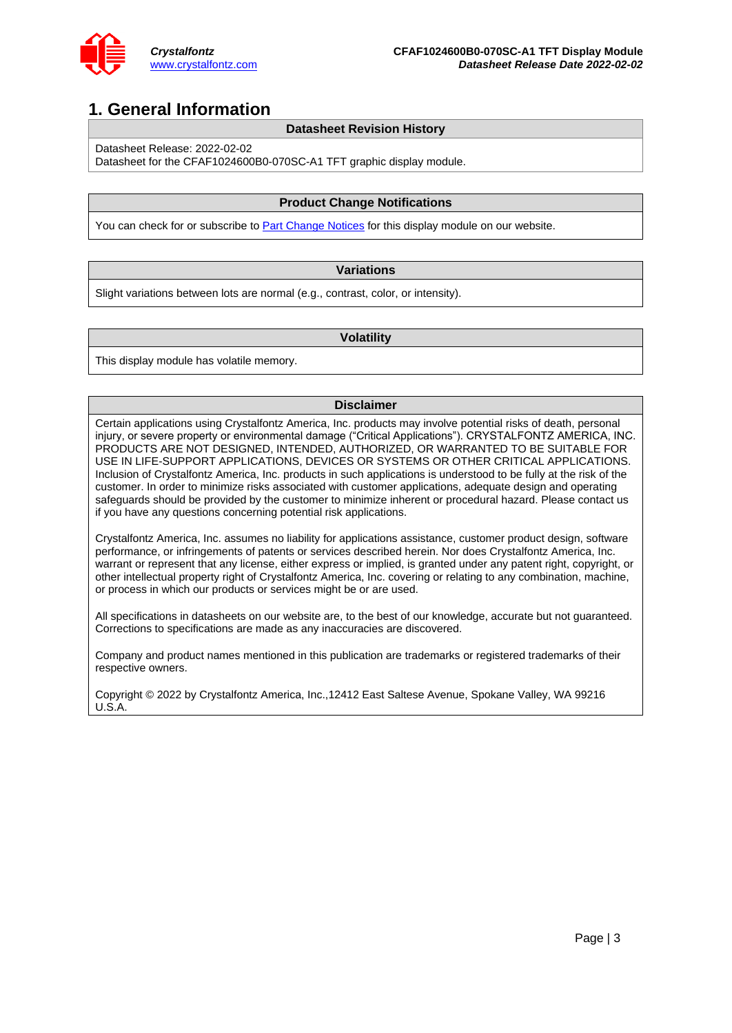# 1. General Information

| Datasheet Revision History |
|---|
| Datasheet Release: 2022-02-02<br>Datasheet for the CFAF1024600B0-070SC-A1 TFT graphic display module. |

| Product Change Notifications |
|---|
| You can check for or subscribe to Part Change Notices for this display module on our website. |

| Variations |
|---|
| Slight variations between lots are normal (e.g., contrast, color, or intensity). |

| Volatility |
|---|
| This display module has volatile memory. |

| Disclaimer |
|---|
| Certain applications using Crystalfontz America, Inc. products may involve potential risks of death, personal injury, or severe property or environmental damage ("Critical Applications"). CRYSTALFONTZ AMERICA, INC. PRODUCTS ARE NOT DESIGNED, INTENDED, AUTHORIZED, OR WARRANTED TO BE SUITABLE FOR USE IN LIFE-SUPPORT APPLICATIONS, DEVICES OR SYSTEMS OR OTHER CRITICAL APPLICATIONS. Inclusion of Crystalfontz America, Inc. products in such applications is understood to be fully at the risk of the customer. In order to minimize risks associated with customer applications, adequate design and operating safeguards should be provided by the customer to minimize inherent or procedural hazard. Please contact us if you have any questions concerning potential risk applications.<br><br>Crystalfontz America, Inc. assumes no liability for applications assistance, customer product design, software performance, or infringements of patents or services described herein. Nor does Crystalfontz America, Inc. warrant or represent that any license, either express or implied, is granted under any patent right, copyright, or other intellectual property right of Crystalfontz America, Inc. covering or relating to any combination, machine, or process in which our products or services might be or are used.<br><br>All specifications in datasheets on our website are, to the best of our knowledge, accurate but not guaranteed. Corrections to specifications are made as any inaccuracies are discovered.<br><br>Company and product names mentioned in this publication are trademarks or registered trademarks of their respective owners.<br><br>Copyright © 2022 by Crystalfontz America, Inc.,12412 East Saltese Avenue, Spokane Valley, WA 99216 U.S.A. |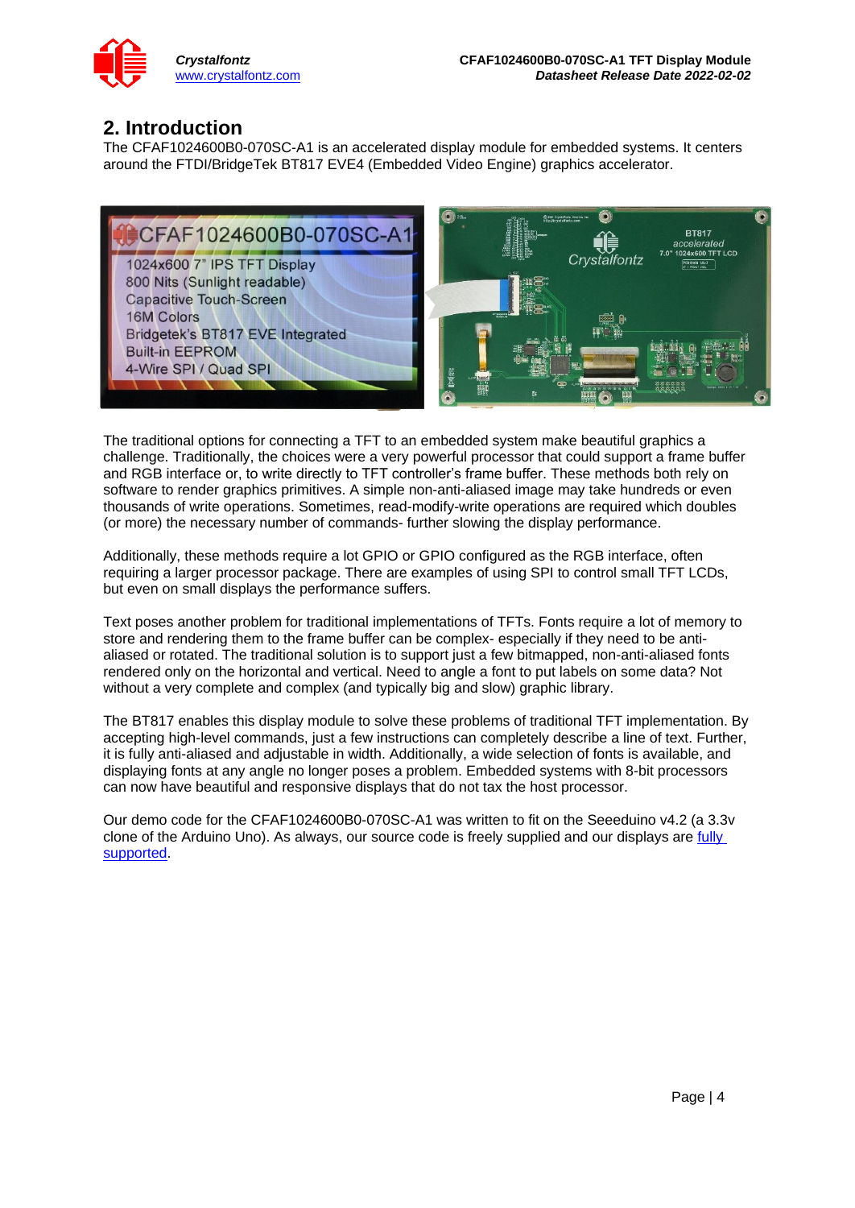## 2. Introduction

The CFAF1024600B0-070SC-A1 is an accelerated display module for embedded systems. It centers around the FTDI/BridgeTek BT817 EVE4 (Embedded Video Engine) graphics accelerator.

The traditional options for connecting a TFT to an embedded system make beautiful graphics a challenge. Traditionally, the choices were a very powerful processor that could support a frame buffer and RGB interface or, to write directly to TFT controller's frame buffer. These methods both rely on software to render graphics primitives. A simple non-anti-aliased image may take hundreds or even thousands of write operations. Sometimes, read-modify-write operations are required which doubles (or more) the necessary number of commands- further slowing the display performance.

Additionally, these methods require a lot GPIO or GPIO configured as the RGB interface, often requiring a larger processor package. There are examples of using SPI to control small TFT LCDs, but even on small displays the performance suffers.

Text poses another problem for traditional implementations of TFTs. Fonts require a lot of memory to store and rendering them to the frame buffer can be complex- especially if they need to be anti-aliased or rotated. The traditional solution is to support just a few bitmapped, non-anti-aliased fonts rendered only on the horizontal and vertical. Need to angle a font to put labels on some data? Not without a very complete and complex (and typically big and slow) graphic library.

The BT817 enables this display module to solve these problems of traditional TFT implementation. By accepting high-level commands, just a few instructions can completely describe a line of text. Further, it is fully anti-aliased and adjustable in width. Additionally, a wide selection of fonts is available, and displaying fonts at any angle no longer poses a problem. Embedded systems with 8-bit processors can now have beautiful and responsive displays that do not tax the host processor.

Our demo code for the CFAF1024600B0-070SC-A1 was written to fit on the Seeeduino v4.2 (a 3.3v clone of the Arduino Uno). As always, our source code is freely supplied and our displays are fully supported.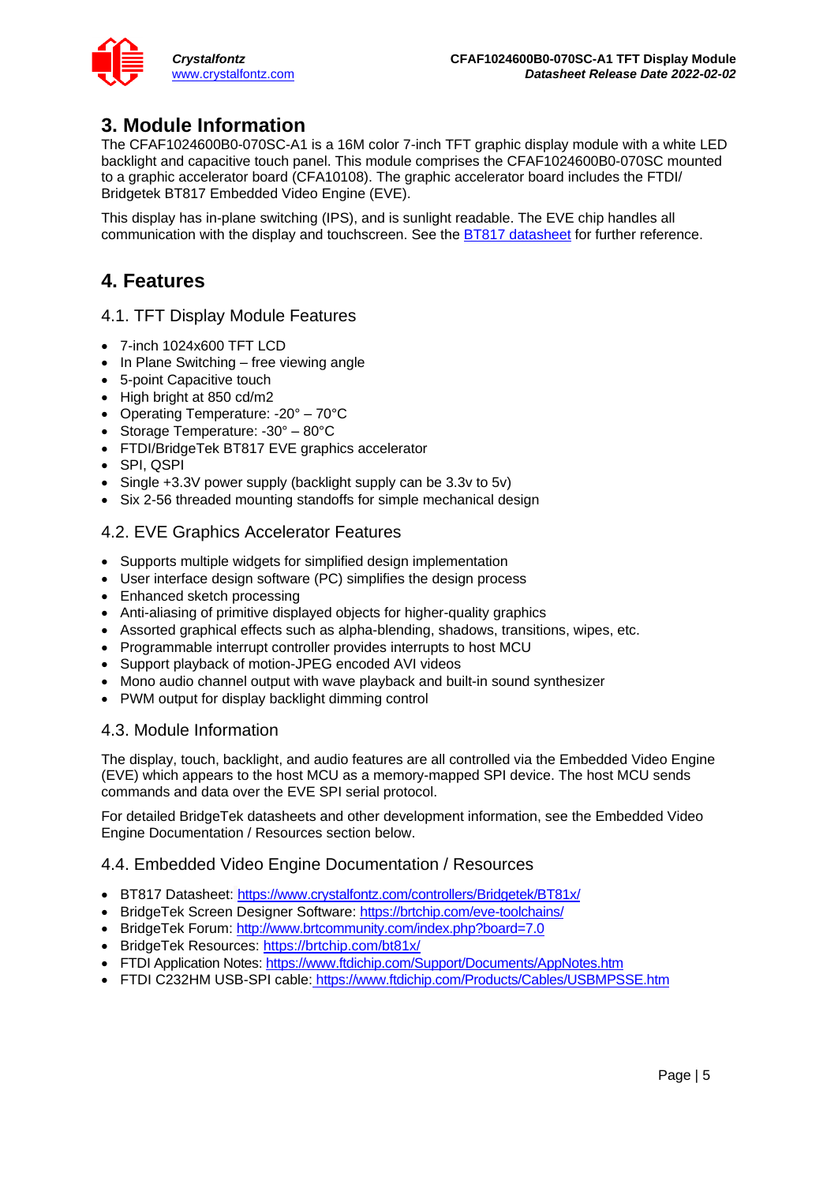# 3. Module Information

The CFAF1024600B0-070SC-A1 is a 16M color 7-inch TFT graphic display module with a white LED backlight and capacitive touch panel. This module comprises the CFAF1024600B0-070SC mounted to a graphic accelerator board (CFA10108). The graphic accelerator board includes the FTDI/ Bridgetek BT817 Embedded Video Engine (EVE).

This display has in-plane switching (IPS), and is sunlight readable. The EVE chip handles all communication with the display and touchscreen. See the [BT817 datasheet](https://www.crystalfontz.com/controllers/Bridgetek/BT81x/) for further reference.

# 4. Features

## 4.1. TFT Display Module Features

- 7-inch 1024x600 TFT LCD
- In Plane Switching – free viewing angle
- 5-point Capacitive touch
- High bright at 850 cd/m2
- Operating Temperature: -20° – 70°C
- Storage Temperature: -30° – 80°C
- FTDI/BridgeTek BT817 EVE graphics accelerator
- SPI, QSPI
- Single +3.3V power supply (backlight supply can be 3.3v to 5v)
- Six 2-56 threaded mounting standoffs for simple mechanical design

## 4.2. EVE Graphics Accelerator Features

- Supports multiple widgets for simplified design implementation
- User interface design software (PC) simplifies the design process
- Enhanced sketch processing
- Anti-aliasing of primitive displayed objects for higher-quality graphics
- Assorted graphical effects such as alpha-blending, shadows, transitions, wipes, etc.
- Programmable interrupt controller provides interrupts to host MCU
- Support playback of motion-JPEG encoded AVI videos
- Mono audio channel output with wave playback and built-in sound synthesizer
- PWM output for display backlight dimming control

## 4.3. Module Information

The display, touch, backlight, and audio features are all controlled via the Embedded Video Engine (EVE) which appears to the host MCU as a memory-mapped SPI device. The host MCU sends commands and data over the EVE SPI serial protocol.

For detailed BridgeTek datasheets and other development information, see the Embedded Video Engine Documentation / Resources section below.

## 4.4. Embedded Video Engine Documentation / Resources

- BT817 Datasheet: https://www.crystalfontz.com/controllers/Bridgetek/BT81x/
- BridgeTek Screen Designer Software: https://brtchip.com/eve-toolchains/
- BridgeTek Forum: http://www.brtcommunity.com/index.php?board=7.0
- BridgeTek Resources: https://brtchip.com/bt81x/
- FTDI Application Notes: https://www.ftdichip.com/Support/Documents/AppNotes.htm
- FTDI C232HM USB-SPI cable: https://www.ftdichip.com/Products/Cables/USBMPSSE.htm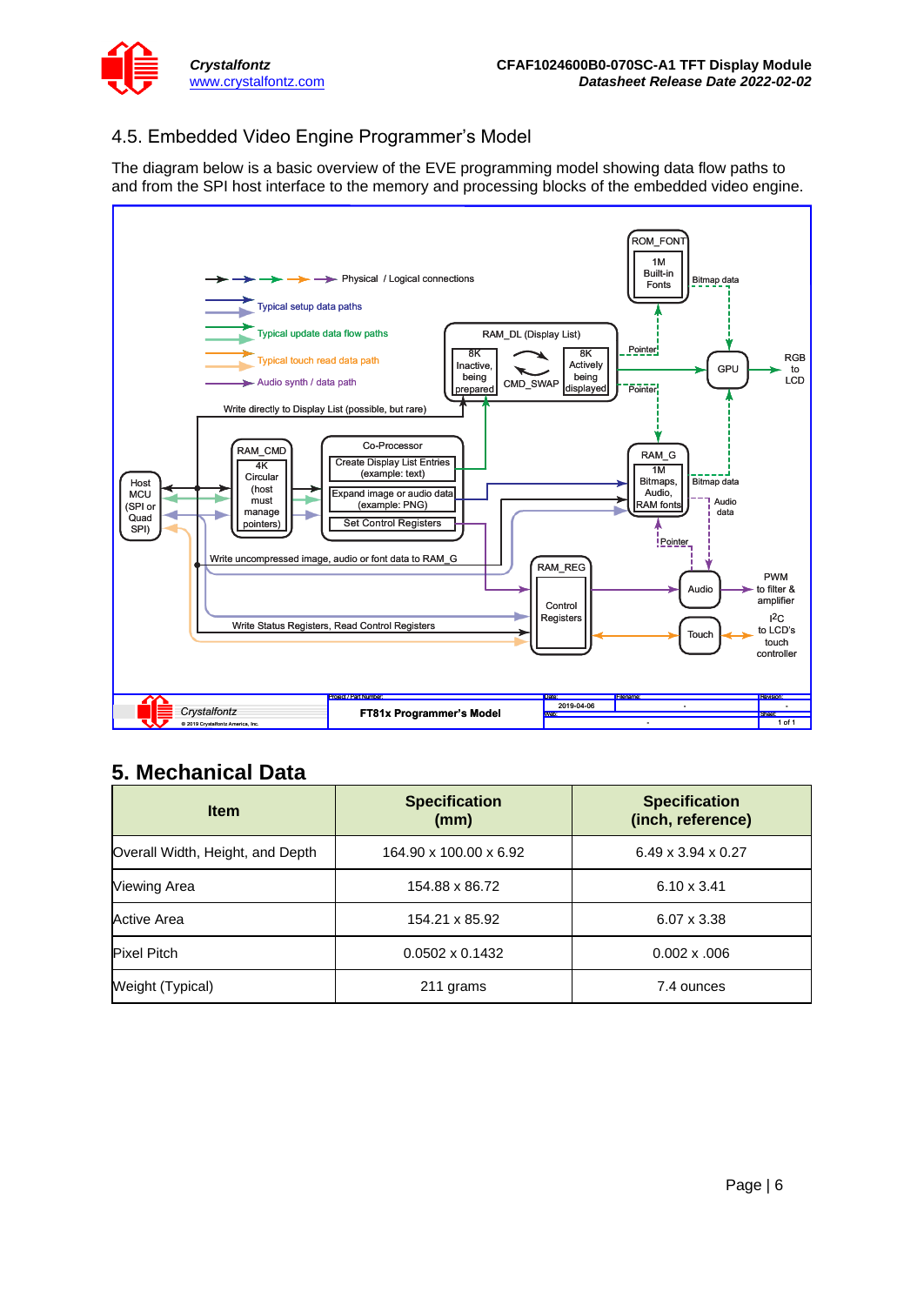## 4.5. Embedded Video Engine Programmer's Model

The diagram below is a basic overview of the EVE programming model showing data flow paths to and from the SPI host interface to the memory and processing blocks of the embedded video engine.

# 5. Mechanical Data

| Item | Specification (mm) | Specification (inch, reference) |
|---|---|---|
| Overall Width, Height, and Depth | 164.90 x 100.00 x 6.92 | 6.49 x 3.94 x 0.27 |
| Viewing Area | 154.88 x 86.72 | 6.10 x 3.41 |
| Active Area | 154.21 x 85.92 | 6.07 x 3.38 |
| Pixel Pitch | 0.0502 x 0.1432 | 0.002 x .006 |
| Weight (Typical) | 211 grams | 7.4 ounces |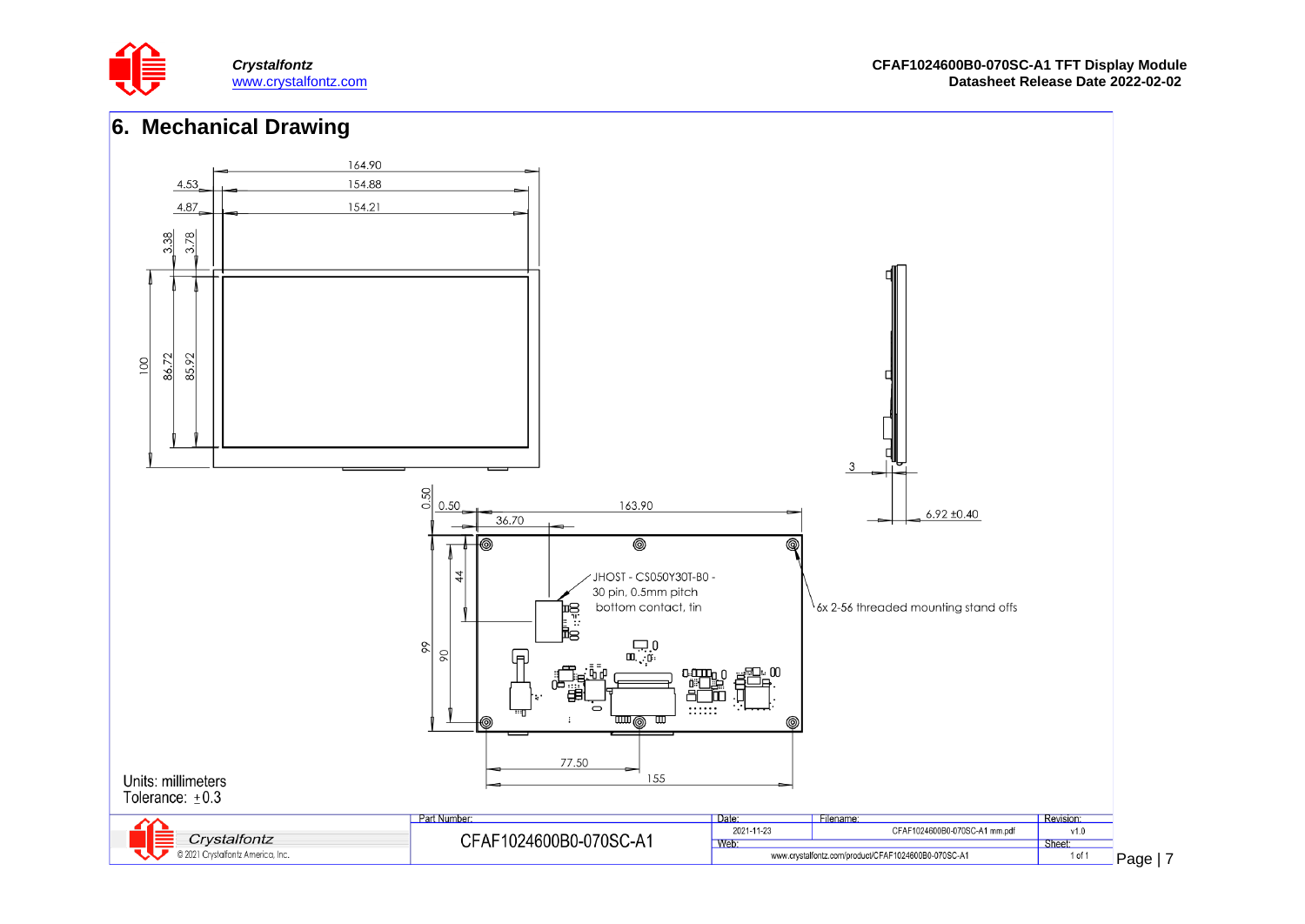## 6. Mechanical Drawing

164.90

4.53 154.88

4.87 154.21

3.38 3.78

100 86.72 85.92

3

6.92 ±0.40

0.50

0.50 163.90

36.70

44

JHOST - CS050Y30T-B0 -
30 pin, 0.5mm pitch
bottom contact, tin

6x 2-56 threaded mounting stand offs

99 90

77.50

155

Units: millimeters
Tolerance: ±0.3

| Crystalfontz © 2021 Crystalfontz America, Inc. | Part Number: CFAF1024600B0-070SC-A1 | Date: 2021-11-23 | Filename: CFAF1024600B0-070SC-A1 mm.pdf | Revision: v1.0 |
| --- | --- | --- | --- | --- |
| | | Web: www.crystalfontz.com/product/CFAF1024600B0-070SC-A1 | | Sheet: 1 of 1 |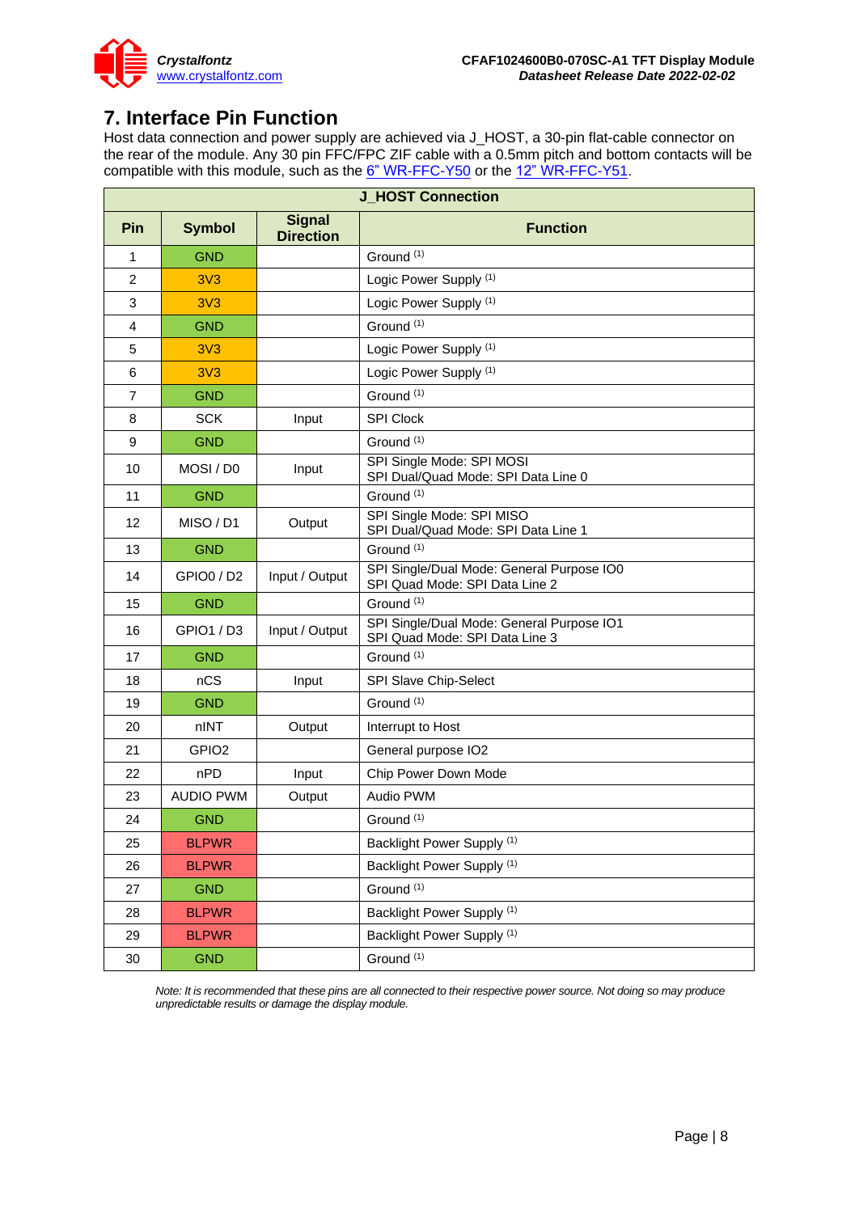## 7. Interface Pin Function

Host data connection and power supply are achieved via J_HOST, a 30-pin flat-cable connector on the rear of the module. Any 30 pin FFC/FPC ZIF cable with a 0.5mm pitch and bottom contacts will be compatible with this module, such as the 6" WR-FFC-Y50 or the 12" WR-FFC-Y51.

| J_HOST Connection | | | |
|---|---|---|---|
| **Pin** | **Symbol** | **Signal Direction** | **Function** |
| 1 | GND | | Ground (1) |
| 2 | 3V3 | | Logic Power Supply (1) |
| 3 | 3V3 | | Logic Power Supply (1) |
| 4 | GND | | Ground (1) |
| 5 | 3V3 | | Logic Power Supply (1) |
| 6 | 3V3 | | Logic Power Supply (1) |
| 7 | GND | | Ground (1) |
| 8 | SCK | Input | SPI Clock |
| 9 | GND | | Ground (1) |
| 10 | MOSI / D0 | Input | SPI Single Mode: SPI MOSI<br>SPI Dual/Quad Mode: SPI Data Line 0 |
| 11 | GND | | Ground (1) |
| 12 | MISO / D1 | Output | SPI Single Mode: SPI MISO<br>SPI Dual/Quad Mode: SPI Data Line 1 |
| 13 | GND | | Ground (1) |
| 14 | GPIO0 / D2 | Input / Output | SPI Single/Dual Mode: General Purpose IO0<br>SPI Quad Mode: SPI Data Line 2 |
| 15 | GND | | Ground (1) |
| 16 | GPIO1 / D3 | Input / Output | SPI Single/Dual Mode: General Purpose IO1<br>SPI Quad Mode: SPI Data Line 3 |
| 17 | GND | | Ground (1) |
| 18 | nCS | Input | SPI Slave Chip-Select |
| 19 | GND | | Ground (1) |
| 20 | nINT | Output | Interrupt to Host |
| 21 | GPIO2 | | General purpose IO2 |
| 22 | nPD | Input | Chip Power Down Mode |
| 23 | AUDIO PWM | Output | Audio PWM |
| 24 | GND | | Ground (1) |
| 25 | BLPWR | | Backlight Power Supply (1) |
| 26 | BLPWR | | Backlight Power Supply (1) |
| 27 | GND | | Ground (1) |
| 28 | BLPWR | | Backlight Power Supply (1) |
| 29 | BLPWR | | Backlight Power Supply (1) |
| 30 | GND | | Ground (1) |

*Note: It is recommended that these pins are all connected to their respective power source. Not doing so may produce unpredictable results or damage the display module.*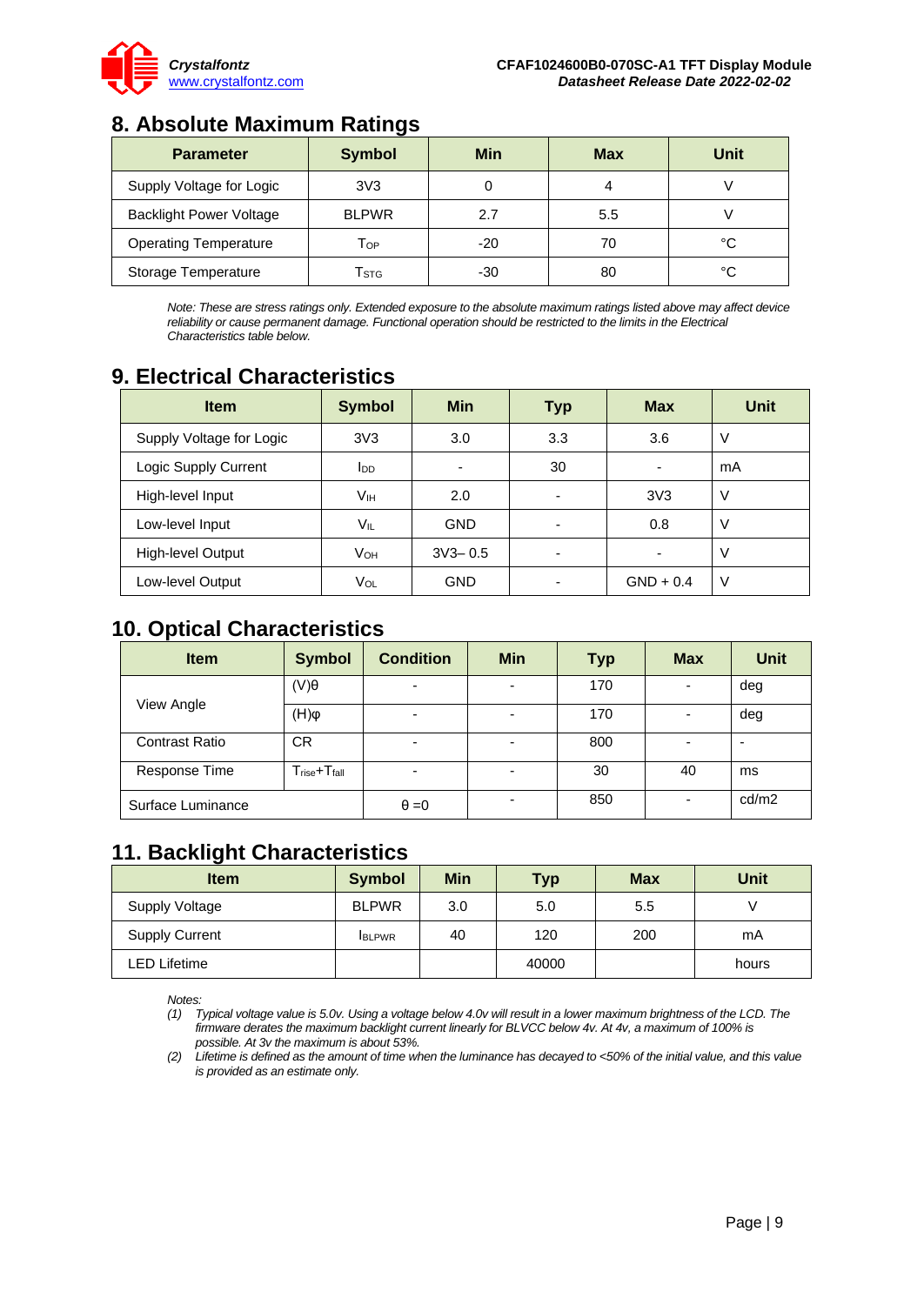## 8. Absolute Maximum Ratings

| Parameter | Symbol | Min | Max | Unit |
|---|---|---|---|---|
| Supply Voltage for Logic | 3V3 | 0 | 4 | V |
| Backlight Power Voltage | BLPWR | 2.7 | 5.5 | V |
| Operating Temperature | $T_{OP}$ | -20 | 70 | °C |
| Storage Temperature | $T_{STG}$ | -30 | 80 | °C |

*Note: These are stress ratings only. Extended exposure to the absolute maximum ratings listed above may affect device reliability or cause permanent damage. Functional operation should be restricted to the limits in the Electrical Characteristics table below.*

## 9. Electrical Characteristics

| Item | Symbol | Min | Typ | Max | Unit |
|---|---|---|---|---|---|
| Supply Voltage for Logic | 3V3 | 3.0 | 3.3 | 3.6 | V |
| Logic Supply Current | $I_{DD}$ | - | 30 | - | mA |
| High-level Input | $V_{IH}$ | 2.0 | - | 3V3 | V |
| Low-level Input | $V_{IL}$ | GND | - | 0.8 | V |
| High-level Output | $V_{OH}$ | 3V3– 0.5 | - | - | V |
| Low-level Output | $V_{OL}$ | GND | - | GND + 0.4 | V |

## 10. Optical Characteristics

| Item | Symbol | Condition | Min | Typ | Max | Unit |
|---|---|---|---|---|---|---|
| View Angle | (V)θ | - | - | 170 | - | deg |
| | (H)φ | - | - | 170 | - | deg |
| Contrast Ratio | CR | - | - | 800 | - | - |
| Response Time | $T_{rise}+T_{fall}$ | - | - | 30 | 40 | ms |
| Surface Luminance | | θ =0 | - | 850 | - | cd/m2 |

## 11. Backlight Characteristics

| Item | Symbol | Min | Typ | Max | Unit |
|---|---|---|---|---|---|
| Supply Voltage | BLPWR | 3.0 | 5.0 | 5.5 | V |
| Supply Current | $I_{BLPWR}$ | 40 | 120 | 200 | mA |
| LED Lifetime | | | 40000 | | hours |

*Notes:*

*(1) Typical voltage value is 5.0v. Using a voltage below 4.0v will result in a lower maximum brightness of the LCD. The firmware derates the maximum backlight current linearly for BLVCC below 4v. At 4v, a maximum of 100% is possible. At 3v the maximum is about 53%.*

*(2) Lifetime is defined as the amount of time when the luminance has decayed to <50% of the initial value, and this value is provided as an estimate only.*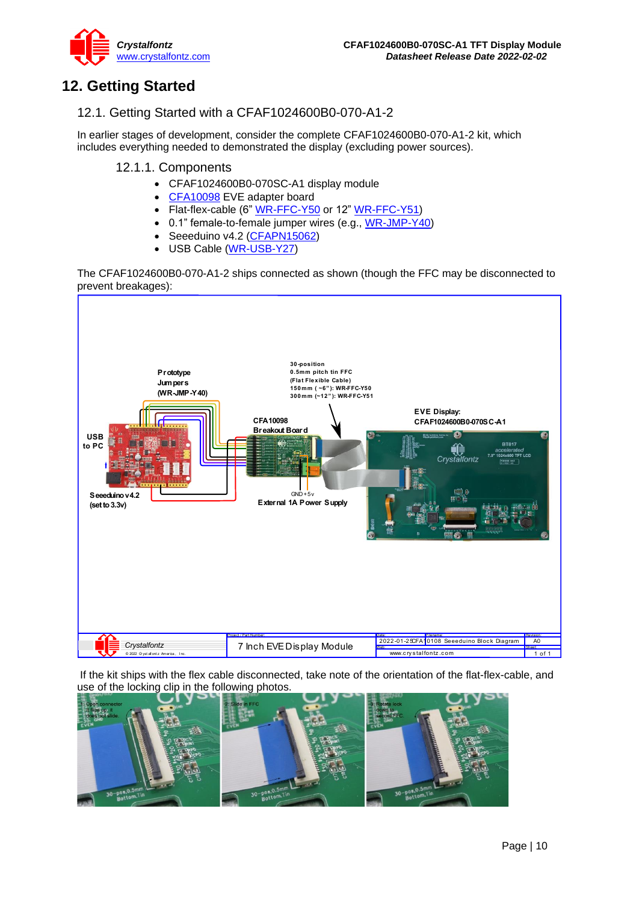# 12. Getting Started

## 12.1. Getting Started with a CFAF1024600B0-070-A1-2

In earlier stages of development, consider the complete CFAF1024600B0-070-A1-2 kit, which includes everything needed to demonstrated the display (excluding power sources).

### 12.1.1. Components

- CFAF1024600B0-070SC-A1 display module
- CFA10098 EVE adapter board
- Flat-flex-cable (6” WR-FFC-Y50 or 12” WR-FFC-Y51)
- 0.1” female-to-female jumper wires (e.g., WR-JMP-Y40)
- Seeeduino v4.2 (CFAPN15062)
- USB Cable (WR-USB-Y27)

The CFAF1024600B0-070-A1-2 ships connected as shown (though the FFC may be disconnected to prevent breakages):

If the kit ships with the flex cable disconnected, take note of the orientation of the flat-flex-cable, and use of the locking clip in the following photos.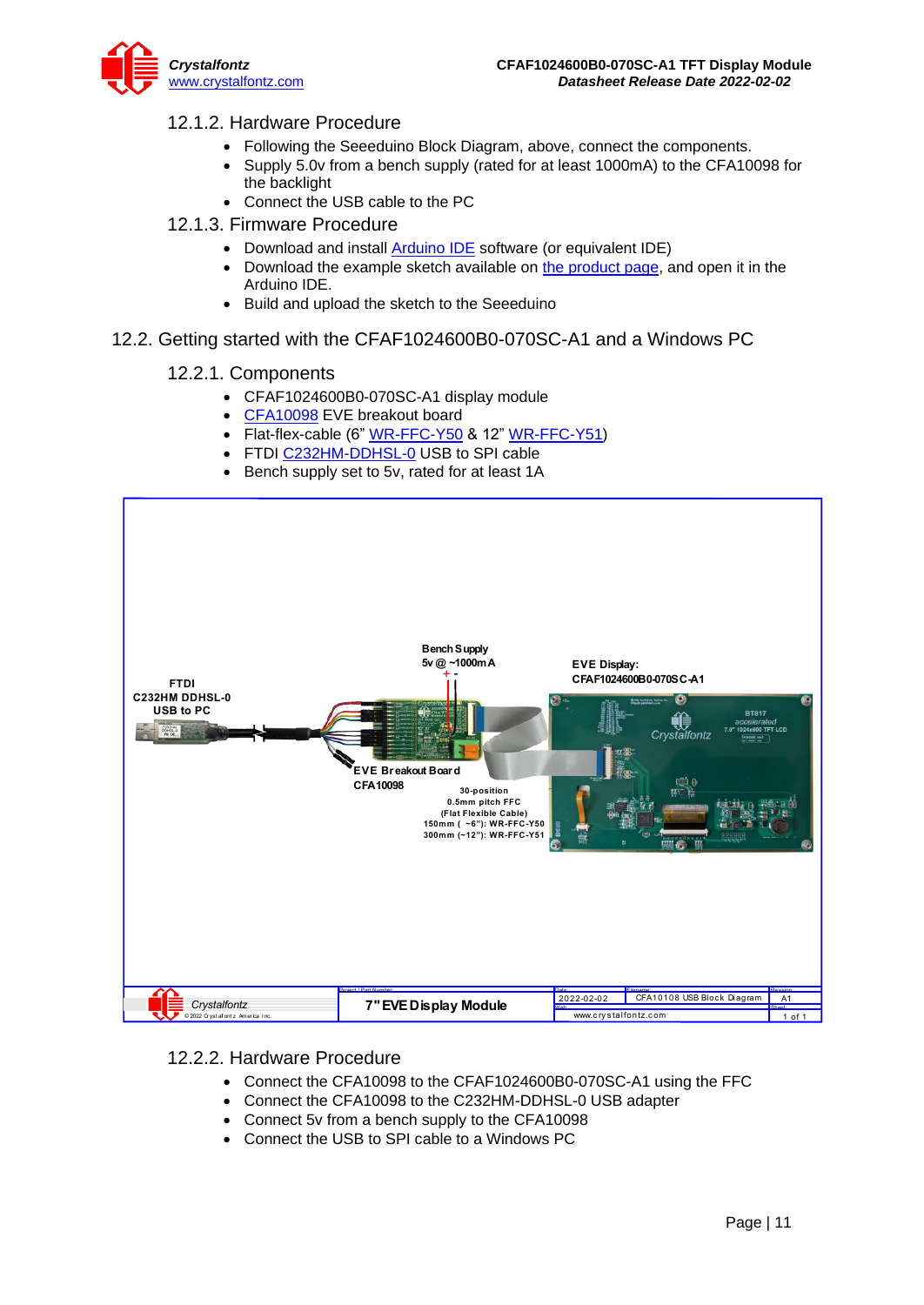### 12.1.2. Hardware Procedure

- Following the Seeeduino Block Diagram, above, connect the components.
- Supply 5.0v from a bench supply (rated for at least 1000mA) to the CFA10098 for the backlight
- Connect the USB cable to the PC

### 12.1.3. Firmware Procedure

- Download and install Arduino IDE software (or equivalent IDE)
- Download the example sketch available on the product page, and open it in the Arduino IDE.
- Build and upload the sketch to the Seeeduino

## 12.2. Getting started with the CFAF1024600B0-070SC-A1 and a Windows PC

### 12.2.1. Components

- CFAF1024600B0-070SC-A1 display module
- CFA10098 EVE breakout board
- Flat-flex-cable (6" WR-FFC-Y50 & 12" WR-FFC-Y51)
- FTDI C232HM-DDHSL-0 USB to SPI cable
- Bench supply set to 5v, rated for at least 1A

### 12.2.2. Hardware Procedure

- Connect the CFA10098 to the CFAF1024600B0-070SC-A1 using the FFC
- Connect the CFA10098 to the C232HM-DDHSL-0 USB adapter
- Connect 5v from a bench supply to the CFA10098
- Connect the USB to SPI cable to a Windows PC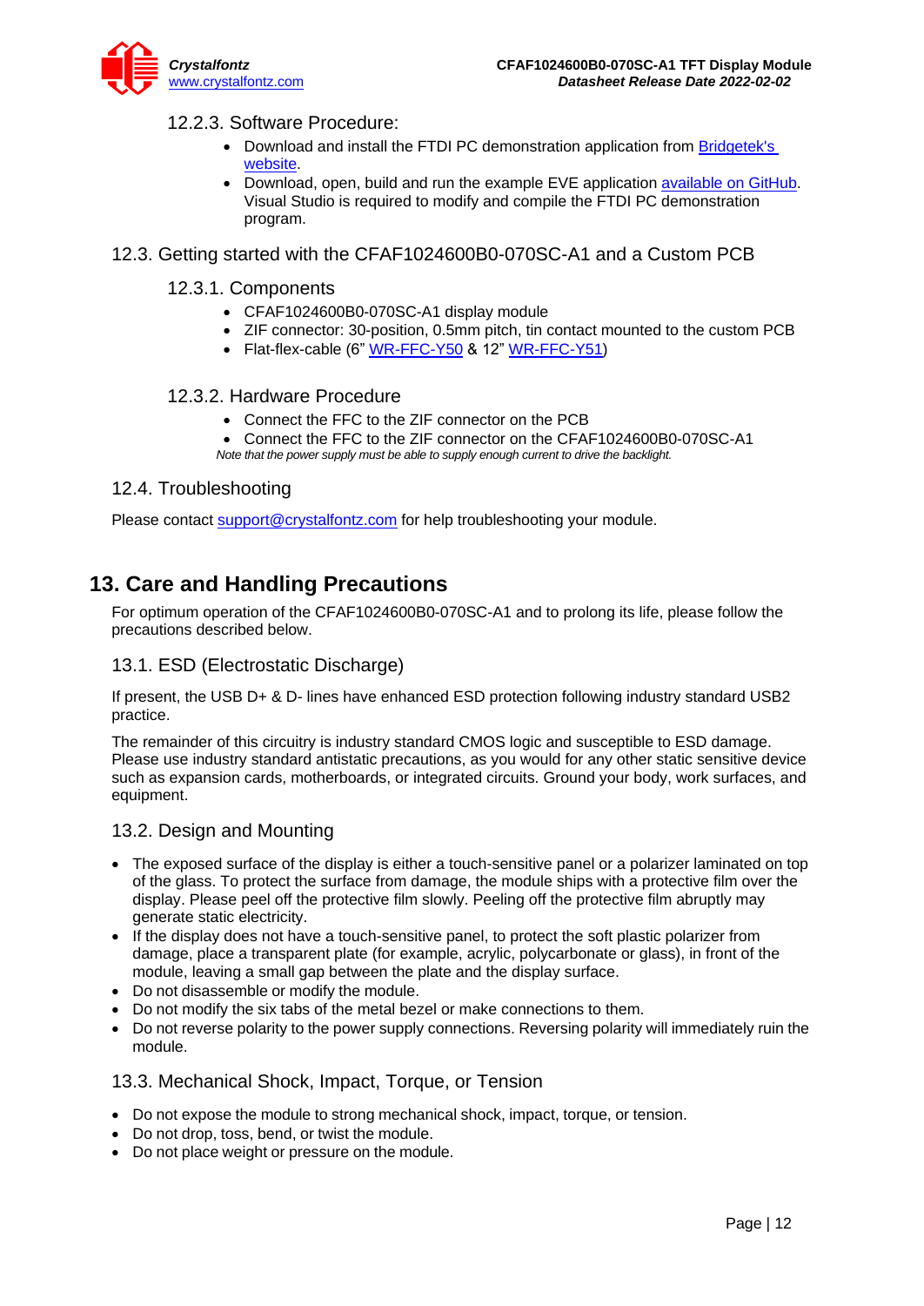#### 12.2.3. Software Procedure:

- Download and install the FTDI PC demonstration application from [Bridgetek's website](#).
- Download, open, build and run the example EVE application [available on GitHub](#). Visual Studio is required to modify and compile the FTDI PC demonstration program.

### 12.3. Getting started with the CFAF1024600B0-070SC-A1 and a Custom PCB

#### 12.3.1. Components

- CFAF1024600B0-070SC-A1 display module
- ZIF connector: 30-position, 0.5mm pitch, tin contact mounted to the custom PCB
- Flat-flex-cable (6" [WR-FFC-Y50](#) & 12" [WR-FFC-Y51](#))

#### 12.3.2. Hardware Procedure

- Connect the FFC to the ZIF connector on the PCB
- Connect the FFC to the ZIF connector on the CFAF1024600B0-070SC-A1

*Note that the power supply must be able to supply enough current to drive the backlight.*

### 12.4. Troubleshooting

Please contact [support@crystalfontz.com](mailto:support@crystalfontz.com) for help troubleshooting your module.

## 13. Care and Handling Precautions

For optimum operation of the CFAF1024600B0-070SC-A1 and to prolong its life, please follow the precautions described below.

### 13.1. ESD (Electrostatic Discharge)

If present, the USB D+ & D- lines have enhanced ESD protection following industry standard USB2 practice.

The remainder of this circuitry is industry standard CMOS logic and susceptible to ESD damage. Please use industry standard antistatic precautions, as you would for any other static sensitive device such as expansion cards, motherboards, or integrated circuits. Ground your body, work surfaces, and equipment.

### 13.2. Design and Mounting

- The exposed surface of the display is either a touch-sensitive panel or a polarizer laminated on top of the glass. To protect the surface from damage, the module ships with a protective film over the display. Please peel off the protective film slowly. Peeling off the protective film abruptly may generate static electricity.
- If the display does not have a touch-sensitive panel, to protect the soft plastic polarizer from damage, place a transparent plate (for example, acrylic, polycarbonate or glass), in front of the module, leaving a small gap between the plate and the display surface.
- Do not disassemble or modify the module.
- Do not modify the six tabs of the metal bezel or make connections to them.
- Do not reverse polarity to the power supply connections. Reversing polarity will immediately ruin the module.

### 13.3. Mechanical Shock, Impact, Torque, or Tension

- Do not expose the module to strong mechanical shock, impact, torque, or tension.
- Do not drop, toss, bend, or twist the module.
- Do not place weight or pressure on the module.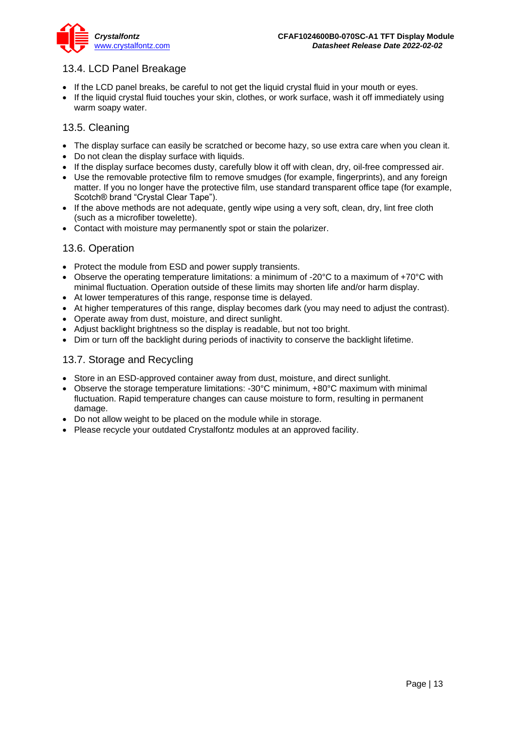## 13.4. LCD Panel Breakage

- If the LCD panel breaks, be careful to not get the liquid crystal fluid in your mouth or eyes.
- If the liquid crystal fluid touches your skin, clothes, or work surface, wash it off immediately using warm soapy water.

## 13.5. Cleaning

- The display surface can easily be scratched or become hazy, so use extra care when you clean it.
- Do not clean the display surface with liquids.
- If the display surface becomes dusty, carefully blow it off with clean, dry, oil-free compressed air.
- Use the removable protective film to remove smudges (for example, fingerprints), and any foreign matter. If you no longer have the protective film, use standard transparent office tape (for example, Scotch® brand "Crystal Clear Tape").
- If the above methods are not adequate, gently wipe using a very soft, clean, dry, lint free cloth (such as a microfiber towelette).
- Contact with moisture may permanently spot or stain the polarizer.

## 13.6. Operation

- Protect the module from ESD and power supply transients.
- Observe the operating temperature limitations: a minimum of -20°C to a maximum of +70°C with minimal fluctuation. Operation outside of these limits may shorten life and/or harm display.
- At lower temperatures of this range, response time is delayed.
- At higher temperatures of this range, display becomes dark (you may need to adjust the contrast).
- Operate away from dust, moisture, and direct sunlight.
- Adjust backlight brightness so the display is readable, but not too bright.
- Dim or turn off the backlight during periods of inactivity to conserve the backlight lifetime.

## 13.7. Storage and Recycling

- Store in an ESD-approved container away from dust, moisture, and direct sunlight.
- Observe the storage temperature limitations: -30°C minimum, +80°C maximum with minimal fluctuation. Rapid temperature changes can cause moisture to form, resulting in permanent damage.
- Do not allow weight to be placed on the module while in storage.
- Please recycle your outdated Crystalfontz modules at an approved facility.